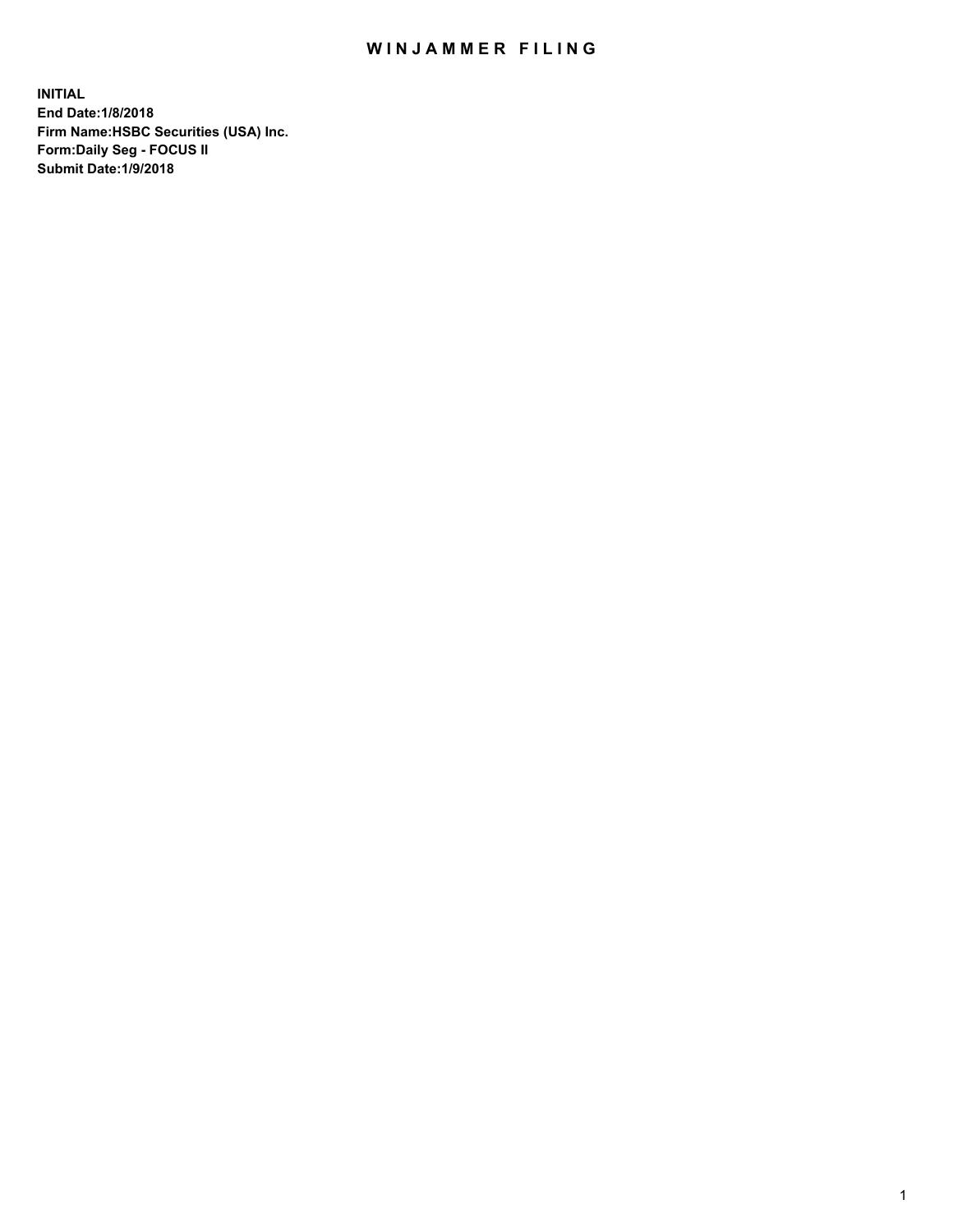# WINJAMMER FILING

**INITIAL**
**End Date:1/8/2018**
**Firm Name:HSBC Securities (USA) Inc.**
**Form:Daily Seg - FOCUS II**
**Submit Date:1/9/2018**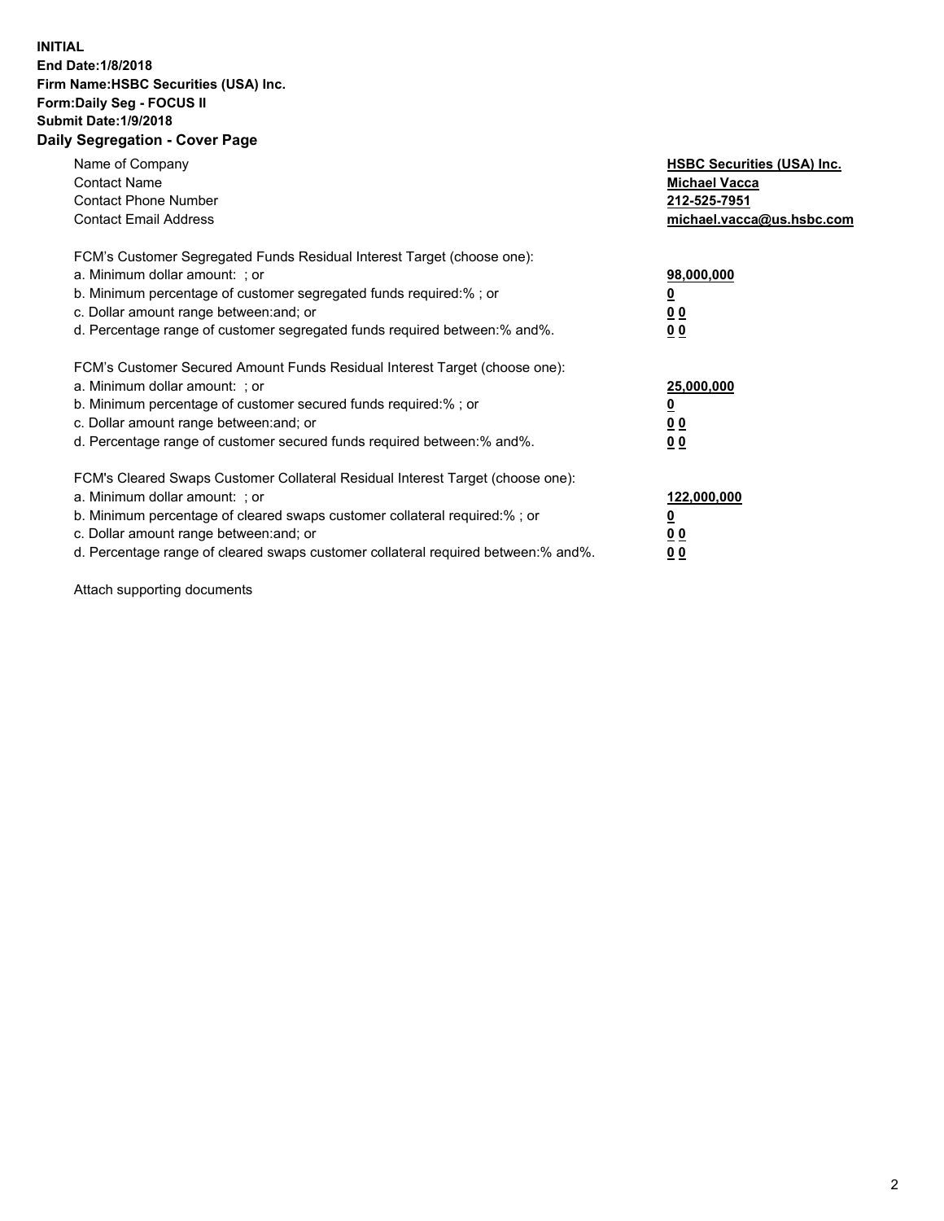**INITIAL**
**End Date:1/8/2018**
**Firm Name:HSBC Securities (USA) Inc.**
**Form:Daily Seg - FOCUS II**
**Submit Date:1/9/2018**

## Daily Segregation - Cover Page

| | |
|---|---|
| Name of Company | **HSBC Securities (USA) Inc.** |
| Contact Name | **Michael Vacca** |
| Contact Phone Number | **212-525-7951** |
| Contact Email Address | **michael.vacca@us.hsbc.com** |

| | |
|---|---|
| FCM's Customer Segregated Funds Residual Interest Target (choose one): | |
| a. Minimum dollar amount: ; or | **98,000,000** |
| b. Minimum percentage of customer segregated funds required:% ; or | **0** |
| c. Dollar amount range between:and; or | **0 0** |
| d. Percentage range of customer segregated funds required between:% and%. | **0 0** |

| | |
|---|---|
| FCM's Customer Secured Amount Funds Residual Interest Target (choose one): | |
| a. Minimum dollar amount: ; or | **25,000,000** |
| b. Minimum percentage of customer secured funds required:% ; or | **0** |
| c. Dollar amount range between:and; or | **0 0** |
| d. Percentage range of customer secured funds required between:% and%. | **0 0** |

| | |
|---|---|
| FCM's Cleared Swaps Customer Collateral Residual Interest Target (choose one): | |
| a. Minimum dollar amount: ; or | **122,000,000** |
| b. Minimum percentage of cleared swaps customer collateral required:% ; or | **0** |
| c. Dollar amount range between:and; or | **0 0** |
| d. Percentage range of cleared swaps customer collateral required between:% and%. | **0 0** |

Attach supporting documents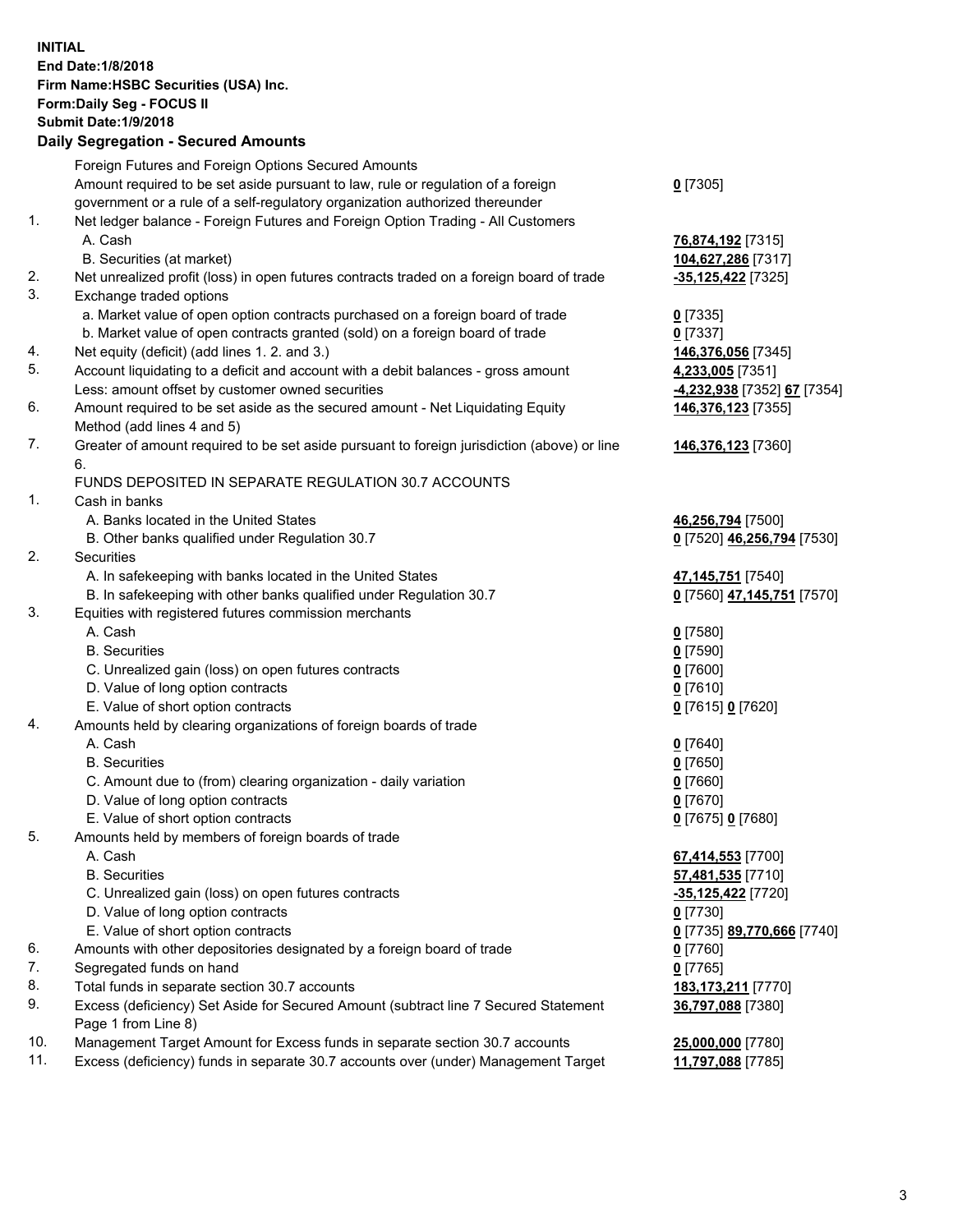**INITIAL**
**End Date:1/8/2018**
**Firm Name:HSBC Securities (USA) Inc.**
**Form:Daily Seg - FOCUS II**
**Submit Date:1/9/2018**

**Daily Segregation - Secured Amounts**

| | | |
|---|---|---|
| | Foreign Futures and Foreign Options Secured Amounts | |
| | Amount required to be set aside pursuant to law, rule or regulation of a foreign government or a rule of a self-regulatory organization authorized thereunder | **0** [7305] |
| 1. | Net ledger balance - Foreign Futures and Foreign Option Trading - All Customers | |
| | A. Cash | **76,874,192** [7315] |
| | B. Securities (at market) | **104,627,286** [7317] |
| 2. | Net unrealized profit (loss) in open futures contracts traded on a foreign board of trade | **-35,125,422** [7325] |
| 3. | Exchange traded options | |
| | a. Market value of open option contracts purchased on a foreign board of trade | **0** [7335] |
| | b. Market value of open contracts granted (sold) on a foreign board of trade | **0** [7337] |
| 4. | Net equity (deficit) (add lines 1. 2. and 3.) | **146,376,056** [7345] |
| 5. | Account liquidating to a deficit and account with a debit balances - gross amount | **4,233,005** [7351] |
| | Less: amount offset by customer owned securities | **-4,232,938** [7352] **67** [7354] |
| 6. | Amount required to be set aside as the secured amount - Net Liquidating Equity Method (add lines 4 and 5) | **146,376,123** [7355] |
| 7. | Greater of amount required to be set aside pursuant to foreign jurisdiction (above) or line 6. | **146,376,123** [7360] |
| | FUNDS DEPOSITED IN SEPARATE REGULATION 30.7 ACCOUNTS | |
| 1. | Cash in banks | |
| | A. Banks located in the United States | **46,256,794** [7500] |
| | B. Other banks qualified under Regulation 30.7 | **0** [7520] **46,256,794** [7530] |
| 2. | Securities | |
| | A. In safekeeping with banks located in the United States | **47,145,751** [7540] |
| | B. In safekeeping with other banks qualified under Regulation 30.7 | **0** [7560] **47,145,751** [7570] |
| 3. | Equities with registered futures commission merchants | |
| | A. Cash | **0** [7580] |
| | B. Securities | **0** [7590] |
| | C. Unrealized gain (loss) on open futures contracts | **0** [7600] |
| | D. Value of long option contracts | **0** [7610] |
| | E. Value of short option contracts | **0** [7615] **0** [7620] |
| 4. | Amounts held by clearing organizations of foreign boards of trade | |
| | A. Cash | **0** [7640] |
| | B. Securities | **0** [7650] |
| | C. Amount due to (from) clearing organization - daily variation | **0** [7660] |
| | D. Value of long option contracts | **0** [7670] |
| | E. Value of short option contracts | **0** [7675] **0** [7680] |
| 5. | Amounts held by members of foreign boards of trade | |
| | A. Cash | **67,414,553** [7700] |
| | B. Securities | **57,481,535** [7710] |
| | C. Unrealized gain (loss) on open futures contracts | **-35,125,422** [7720] |
| | D. Value of long option contracts | **0** [7730] |
| | E. Value of short option contracts | **0** [7735] **89,770,666** [7740] |
| 6. | Amounts with other depositories designated by a foreign board of trade | **0** [7760] |
| 7. | Segregated funds on hand | **0** [7765] |
| 8. | Total funds in separate section 30.7 accounts | **183,173,211** [7770] |
| 9. | Excess (deficiency) Set Aside for Secured Amount (subtract line 7 Secured Statement Page 1 from Line 8) | **36,797,088** [7380] |
| 10. | Management Target Amount for Excess funds in separate section 30.7 accounts | **25,000,000** [7780] |
| 11. | Excess (deficiency) funds in separate 30.7 accounts over (under) Management Target | **11,797,088** [7785] |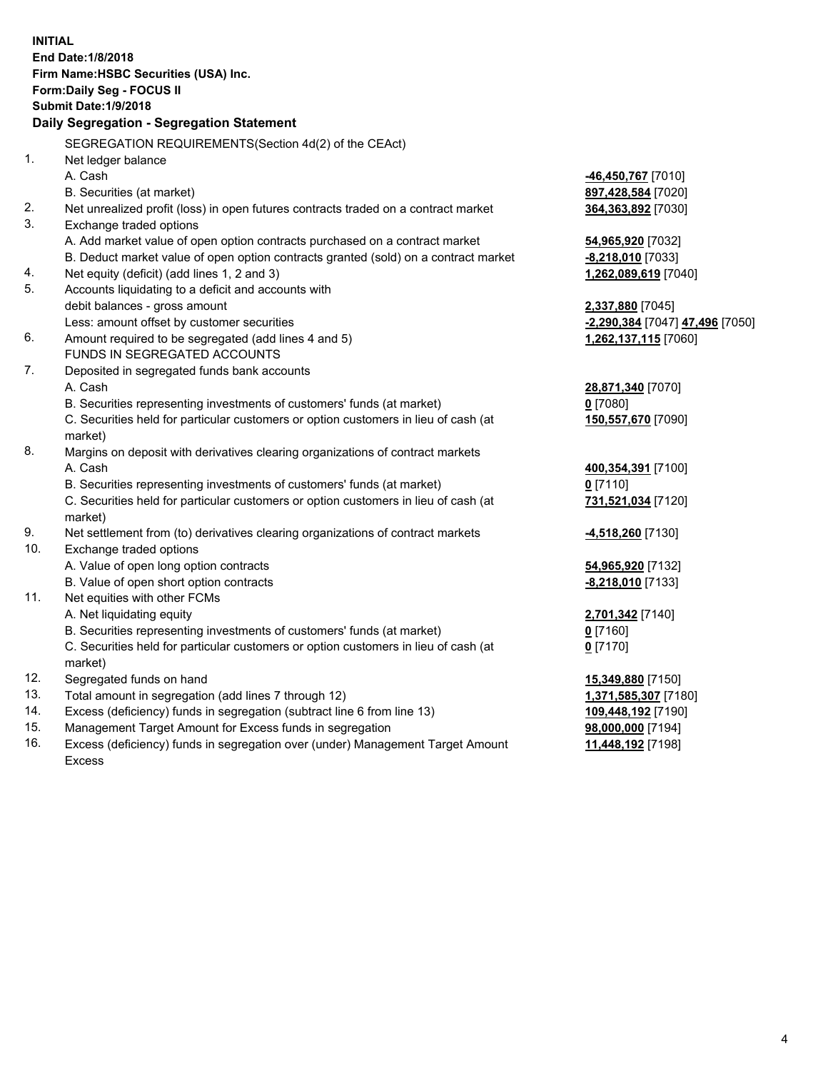**INITIAL**
**End Date:1/8/2018**
**Firm Name:HSBC Securities (USA) Inc.**
**Form:Daily Seg - FOCUS II**
**Submit Date:1/9/2018**

**Daily Segregation - Segregation Statement**

| | | |
|---|---|---|
| | SEGREGATION REQUIREMENTS(Section 4d(2) of the CEAct) | |
| 1. | Net ledger balance | |
| | A. Cash | **-46,450,767** [7010] |
| | B. Securities (at market) | **897,428,584** [7020] |
| 2. | Net unrealized profit (loss) in open futures contracts traded on a contract market | **364,363,892** [7030] |
| 3. | Exchange traded options | |
| | A. Add market value of open option contracts purchased on a contract market | **54,965,920** [7032] |
| | B. Deduct market value of open option contracts granted (sold) on a contract market | **-8,218,010** [7033] |
| 4. | Net equity (deficit) (add lines 1, 2 and 3) | **1,262,089,619** [7040] |
| 5. | Accounts liquidating to a deficit and accounts with debit balances - gross amount | **2,337,880** [7045] |
| | Less: amount offset by customer securities | **-2,290,384** [7047] **47,496** [7050] |
| 6. | Amount required to be segregated (add lines 4 and 5) | **1,262,137,115** [7060] |
| | FUNDS IN SEGREGATED ACCOUNTS | |
| 7. | Deposited in segregated funds bank accounts | |
| | A. Cash | **28,871,340** [7070] |
| | B. Securities representing investments of customers' funds (at market) | **0** [7080] |
| | C. Securities held for particular customers or option customers in lieu of cash (at market) | **150,557,670** [7090] |
| 8. | Margins on deposit with derivatives clearing organizations of contract markets | |
| | A. Cash | **400,354,391** [7100] |
| | B. Securities representing investments of customers' funds (at market) | **0** [7110] |
| | C. Securities held for particular customers or option customers in lieu of cash (at market) | **731,521,034** [7120] |
| 9. | Net settlement from (to) derivatives clearing organizations of contract markets | **-4,518,260** [7130] |
| 10. | Exchange traded options | |
| | A. Value of open long option contracts | **54,965,920** [7132] |
| | B. Value of open short option contracts | **-8,218,010** [7133] |
| 11. | Net equities with other FCMs | |
| | A. Net liquidating equity | **2,701,342** [7140] |
| | B. Securities representing investments of customers' funds (at market) | **0** [7160] |
| | C. Securities held for particular customers or option customers in lieu of cash (at market) | **0** [7170] |
| 12. | Segregated funds on hand | **15,349,880** [7150] |
| 13. | Total amount in segregation (add lines 7 through 12) | **1,371,585,307** [7180] |
| 14. | Excess (deficiency) funds in segregation (subtract line 6 from line 13) | **109,448,192** [7190] |
| 15. | Management Target Amount for Excess funds in segregation | **98,000,000** [7194] |
| 16. | Excess (deficiency) funds in segregation over (under) Management Target Amount Excess | **11,448,192** [7198] |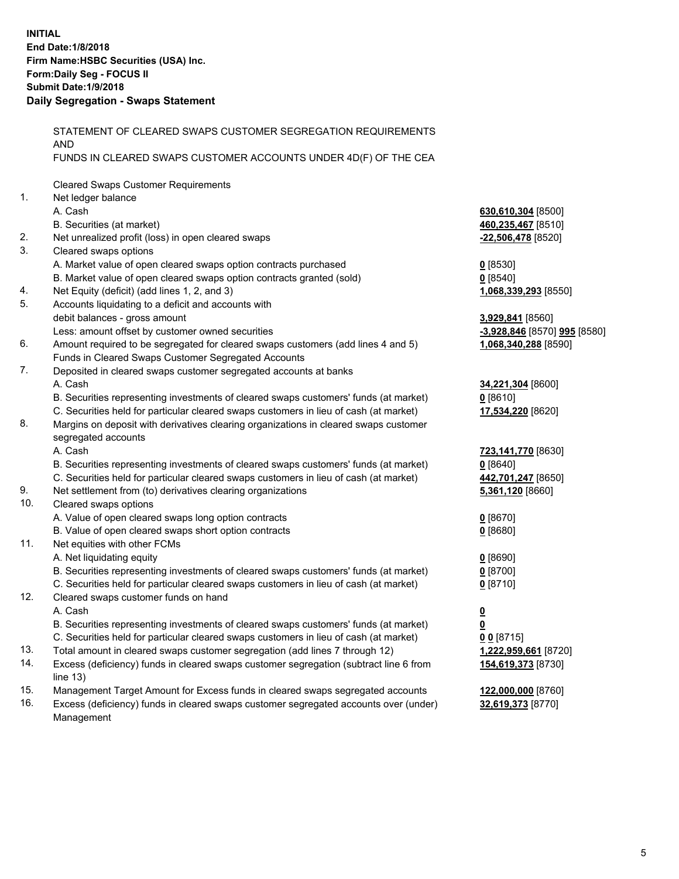**INITIAL**
**End Date:1/8/2018**
**Firm Name:HSBC Securities (USA) Inc.**
**Form:Daily Seg - FOCUS II**
**Submit Date:1/9/2018**
**Daily Segregation - Swaps Statement**

STATEMENT OF CLEARED SWAPS CUSTOMER SEGREGATION REQUIREMENTS AND FUNDS IN CLEARED SWAPS CUSTOMER ACCOUNTS UNDER 4D(F) OF THE CEA

| | | |
|---|---|---|
| | Cleared Swaps Customer Requirements | |
| 1. | Net ledger balance | |
| | A. Cash | **630,610,304** [8500] |
| | B. Securities (at market) | **460,235,467** [8510] |
| 2. | Net unrealized profit (loss) in open cleared swaps | **-22,506,478** [8520] |
| 3. | Cleared swaps options | |
| | A. Market value of open cleared swaps option contracts purchased | **0** [8530] |
| | B. Market value of open cleared swaps option contracts granted (sold) | **0** [8540] |
| 4. | Net Equity (deficit) (add lines 1, 2, and 3) | **1,068,339,293** [8550] |
| 5. | Accounts liquidating to a deficit and accounts with debit balances - gross amount | **3,929,841** [8560] |
| | Less: amount offset by customer owned securities | **-3,928,846** [8570] **995** [8580] |
| 6. | Amount required to be segregated for cleared swaps customers (add lines 4 and 5) | **1,068,340,288** [8590] |
| | Funds in Cleared Swaps Customer Segregated Accounts | |
| 7. | Deposited in cleared swaps customer segregated accounts at banks | |
| | A. Cash | **34,221,304** [8600] |
| | B. Securities representing investments of cleared swaps customers' funds (at market) | **0** [8610] |
| | C. Securities held for particular cleared swaps customers in lieu of cash (at market) | **17,534,220** [8620] |
| 8. | Margins on deposit with derivatives clearing organizations in cleared swaps customer segregated accounts | |
| | A. Cash | **723,141,770** [8630] |
| | B. Securities representing investments of cleared swaps customers' funds (at market) | **0** [8640] |
| | C. Securities held for particular cleared swaps customers in lieu of cash (at market) | **442,701,247** [8650] |
| 9. | Net settlement from (to) derivatives clearing organizations | **5,361,120** [8660] |
| 10. | Cleared swaps options | |
| | A. Value of open cleared swaps long option contracts | **0** [8670] |
| | B. Value of open cleared swaps short option contracts | **0** [8680] |
| 11. | Net equities with other FCMs | |
| | A. Net liquidating equity | **0** [8690] |
| | B. Securities representing investments of cleared swaps customers' funds (at market) | **0** [8700] |
| | C. Securities held for particular cleared swaps customers in lieu of cash (at market) | **0** [8710] |
| 12. | Cleared swaps customer funds on hand | |
| | A. Cash | **0** |
| | B. Securities representing investments of cleared swaps customers' funds (at market) | **0** |
| | C. Securities held for particular cleared swaps customers in lieu of cash (at market) | **0** **0** [8715] |
| 13. | Total amount in cleared swaps customer segregation (add lines 7 through 12) | **1,222,959,661** [8720] |
| 14. | Excess (deficiency) funds in cleared swaps customer segregation (subtract line 6 from line 13) | **154,619,373** [8730] |
| 15. | Management Target Amount for Excess funds in cleared swaps segregated accounts | **122,000,000** [8760] |
| 16. | Excess (deficiency) funds in cleared swaps customer segregated accounts over (under) Management | **32,619,373** [8770] |